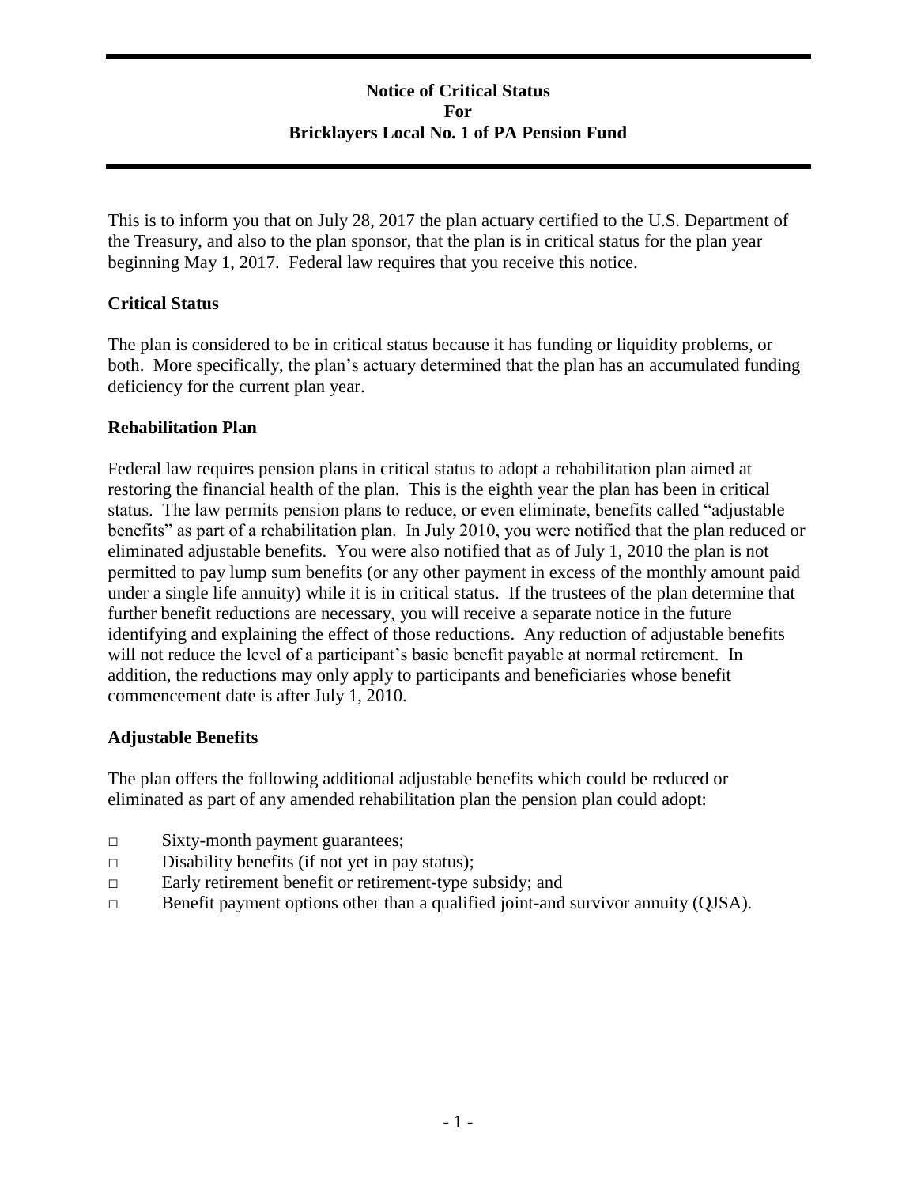# Notice of Critical Status
# For
# Bricklayers Local No. 1 of PA Pension Fund

This is to inform you that on July 28, 2017 the plan actuary certified to the U.S. Department of the Treasury, and also to the plan sponsor, that the plan is in critical status for the plan year beginning May 1, 2017. Federal law requires that you receive this notice.

## Critical Status

The plan is considered to be in critical status because it has funding or liquidity problems, or both. More specifically, the plan's actuary determined that the plan has an accumulated funding deficiency for the current plan year.

## Rehabilitation Plan

Federal law requires pension plans in critical status to adopt a rehabilitation plan aimed at restoring the financial health of the plan. This is the eighth year the plan has been in critical status. The law permits pension plans to reduce, or even eliminate, benefits called "adjustable benefits" as part of a rehabilitation plan. In July 2010, you were notified that the plan reduced or eliminated adjustable benefits. You were also notified that as of July 1, 2010 the plan is not permitted to pay lump sum benefits (or any other payment in excess of the monthly amount paid under a single life annuity) while it is in critical status. If the trustees of the plan determine that further benefit reductions are necessary, you will receive a separate notice in the future identifying and explaining the effect of those reductions. Any reduction of adjustable benefits will not reduce the level of a participant's basic benefit payable at normal retirement. In addition, the reductions may only apply to participants and beneficiaries whose benefit commencement date is after July 1, 2010.

## Adjustable Benefits

The plan offers the following additional adjustable benefits which could be reduced or eliminated as part of any amended rehabilitation plan the pension plan could adopt:

- Sixty-month payment guarantees;
- Disability benefits (if not yet in pay status);
- Early retirement benefit or retirement-type subsidy; and
- Benefit payment options other than a qualified joint-and survivor annuity (QJSA).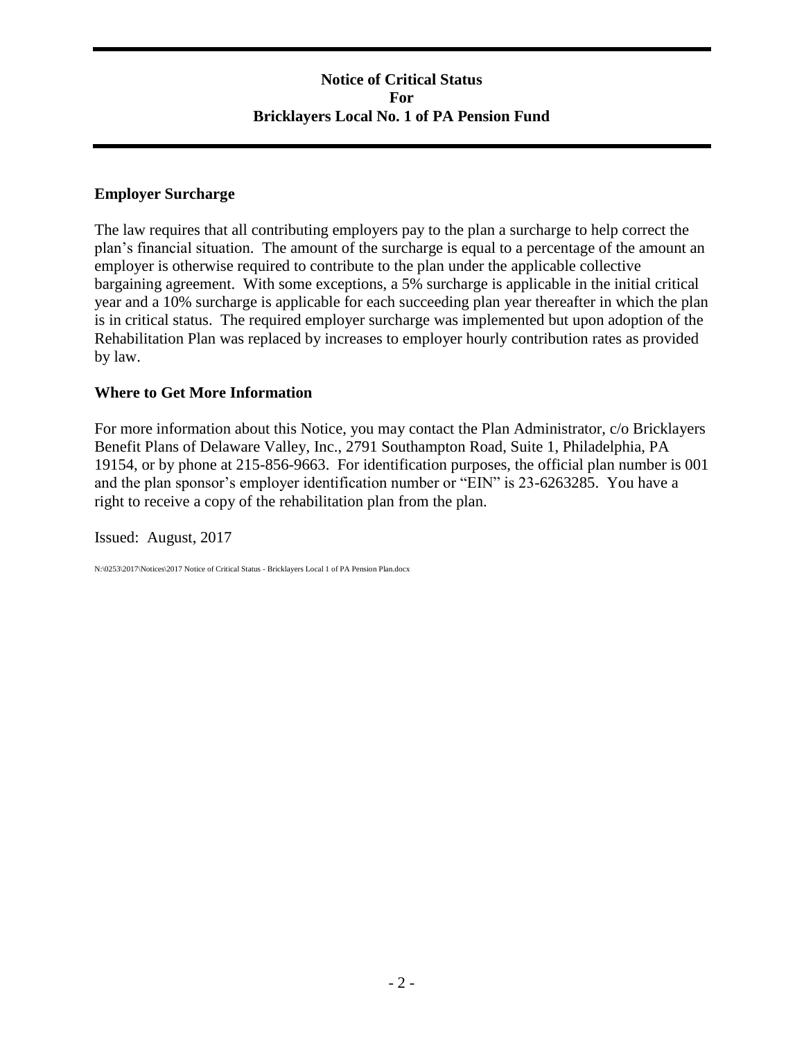## Employer Surcharge

The law requires that all contributing employers pay to the plan a surcharge to help correct the plan's financial situation. The amount of the surcharge is equal to a percentage of the amount an employer is otherwise required to contribute to the plan under the applicable collective bargaining agreement. With some exceptions, a 5% surcharge is applicable in the initial critical year and a 10% surcharge is applicable for each succeeding plan year thereafter in which the plan is in critical status. The required employer surcharge was implemented but upon adoption of the Rehabilitation Plan was replaced by increases to employer hourly contribution rates as provided by law.

## Where to Get More Information

For more information about this Notice, you may contact the Plan Administrator, c/o Bricklayers Benefit Plans of Delaware Valley, Inc., 2791 Southampton Road, Suite 1, Philadelphia, PA 19154, or by phone at 215-856-9663. For identification purposes, the official plan number is 001 and the plan sponsor's employer identification number or "EIN" is 23-6263285. You have a right to receive a copy of the rehabilitation plan from the plan.

Issued: August, 2017

N:\0253\2017\Notices\2017 Notice of Critical Status - Bricklayers Local 1 of PA Pension Plan.docx